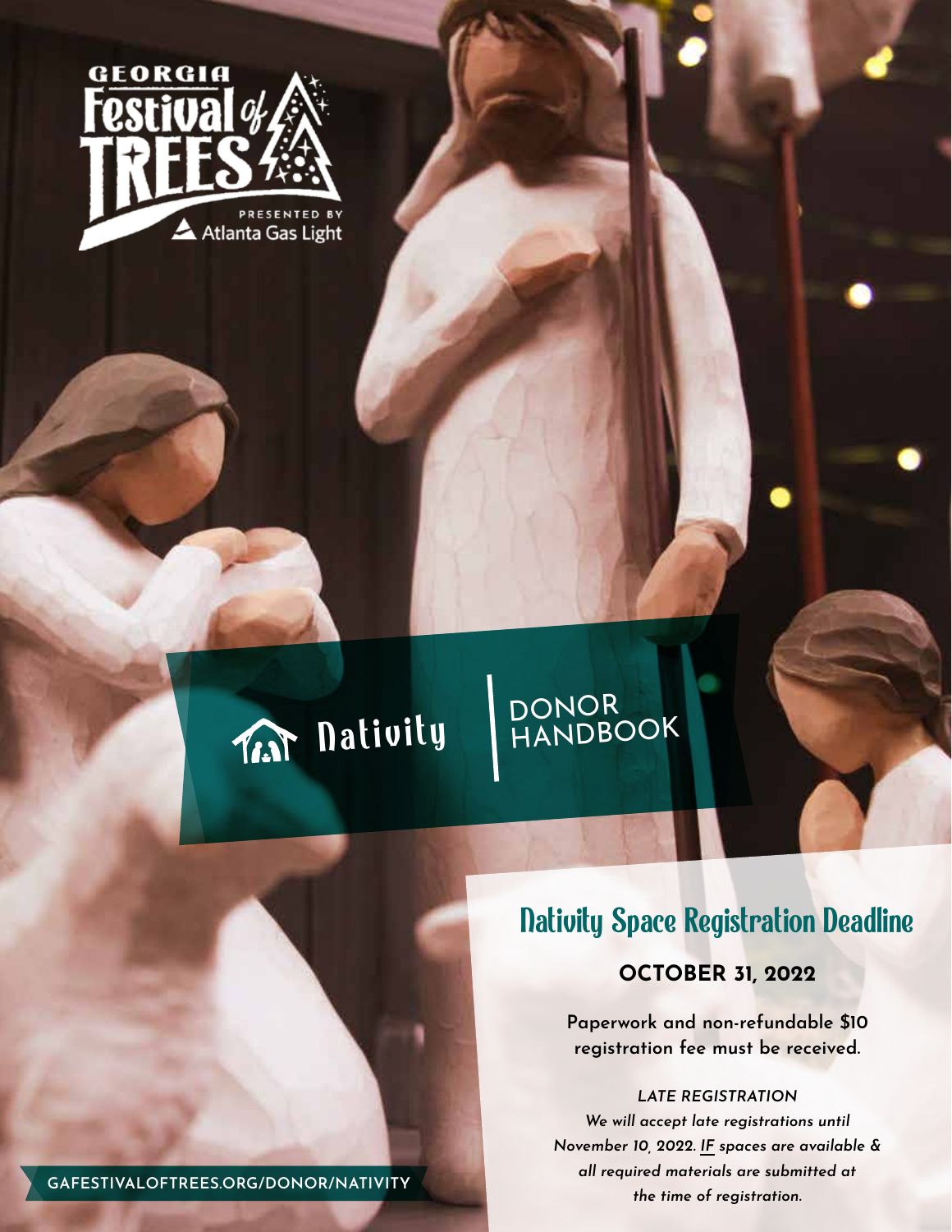GEORGIA Festival of TREES

PRESENTED BY Atlanta Gas Light

# Nativity | DONOR HANDBOOK

## Nativity Space Registration Deadline

**OCTOBER 31, 2022**

**Paperwork and non-refundable $10 registration fee must be received.**

*LATE REGISTRATION*

*We will accept late registrations until November 10, 2022. IF spaces are available & all required materials are submitted at the time of registration.*

GAFESTIVALOFTREES.ORG/DONOR/NATIVITY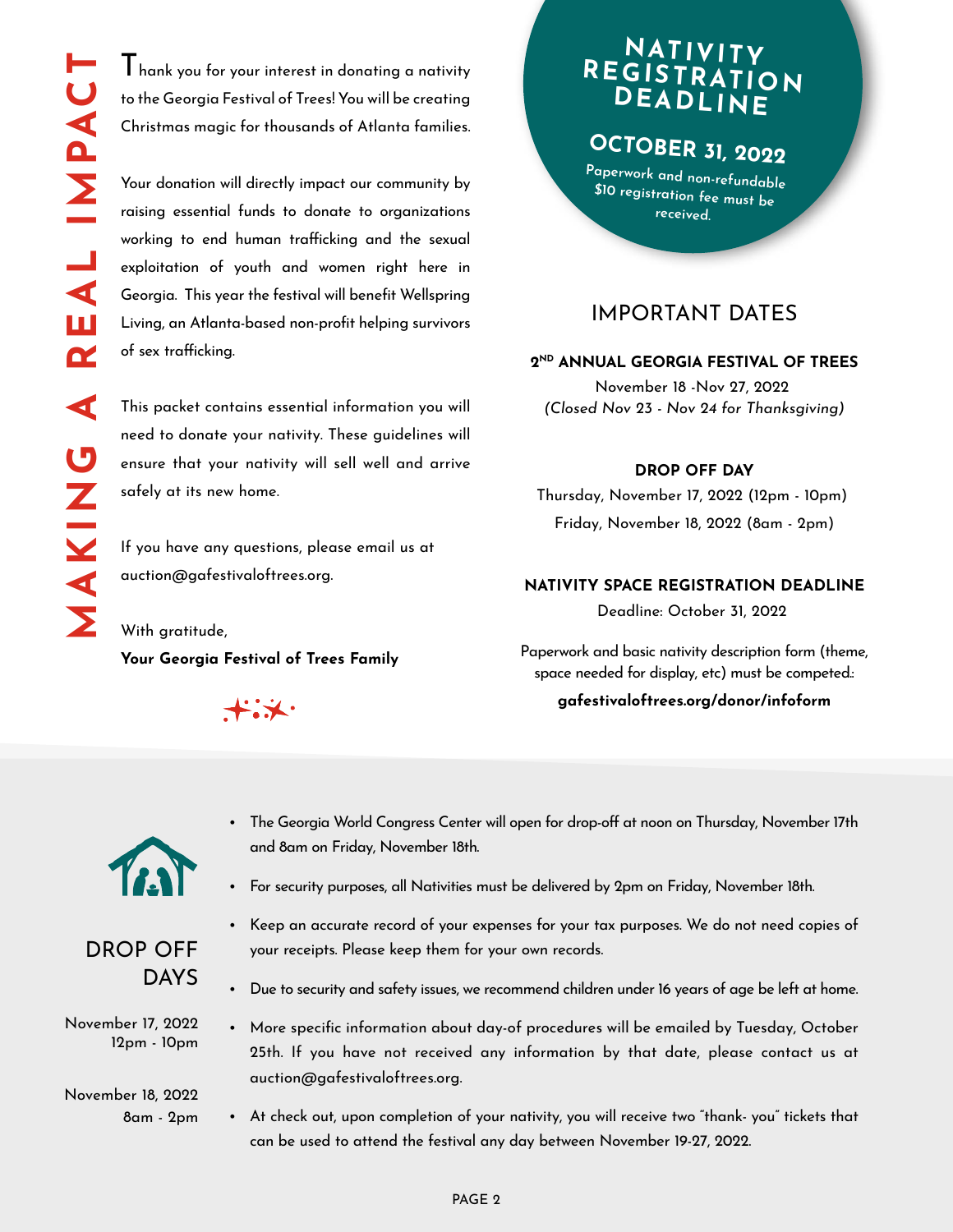# MAKING A REAL IMPACT

Thank you for your interest in donating a nativity to the Georgia Festival of Trees! You will be creating Christmas magic for thousands of Atlanta families.

Your donation will directly impact our community by raising essential funds to donate to organizations working to end human trafficking and the sexual exploitation of youth and women right here in Georgia. This year the festival will benefit Wellspring Living, an Atlanta-based non-profit helping survivors of sex trafficking.

This packet contains essential information you will need to donate your nativity. These guidelines will ensure that your nativity will sell well and arrive safely at its new home.

If you have any questions, please email us at auction@gafestivaloftrees.org.

With gratitude,

**Your Georgia Festival of Trees Family**

## NATIVITY REGISTRATION DEADLINE

**OCTOBER 31, 2022**

Paperwork and non-refundable $10 registration fee must be received.

## IMPORTANT DATES

**2ND ANNUAL GEORGIA FESTIVAL OF TREES**

November 18 -Nov 27, 2022

*(Closed Nov 23 - Nov 24 for Thanksgiving)*

**DROP OFF DAY**

Thursday, November 17, 2022 (12pm - 10pm)

Friday, November 18, 2022 (8am - 2pm)

**NATIVITY SPACE REGISTRATION DEADLINE**

Deadline: October 31, 2022

Paperwork and basic nativity description form (theme, space needed for display, etc) must be competed.:

**gafestivaloftrees.org/donor/infoform**

## DROP OFF DAYS

November 17, 2022
12pm - 10pm

November 18, 2022
8am - 2pm

- The Georgia World Congress Center will open for drop-off at noon on Thursday, November 17th and 8am on Friday, November 18th.
- For security purposes, all Nativities must be delivered by 2pm on Friday, November 18th.
- Keep an accurate record of your expenses for your tax purposes. We do not need copies of your receipts. Please keep them for your own records.
- Due to security and safety issues, we recommend children under 16 years of age be left at home.
- More specific information about day-of procedures will be emailed by Tuesday, October 25th. If you have not received any information by that date, please contact us at auction@gafestivaloftrees.org.
- At check out, upon completion of your nativity, you will receive two "thank- you" tickets that can be used to attend the festival any day between November 19-27, 2022.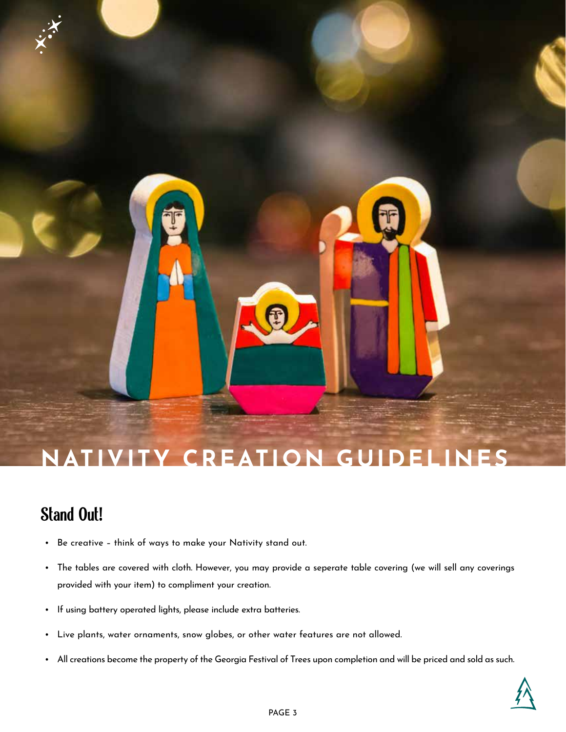# NATIVITY CREATION GUIDELINES

## Stand Out!

- Be creative – think of ways to make your Nativity stand out.
- The tables are covered with cloth. However, you may provide a seperate table covering (we will sell any coverings provided with your item) to compliment your creation.
- If using battery operated lights, please include extra batteries.
- Live plants, water ornaments, snow globes, or other water features are not allowed.
- All creations become the property of the Georgia Festival of Trees upon completion and will be priced and sold as such.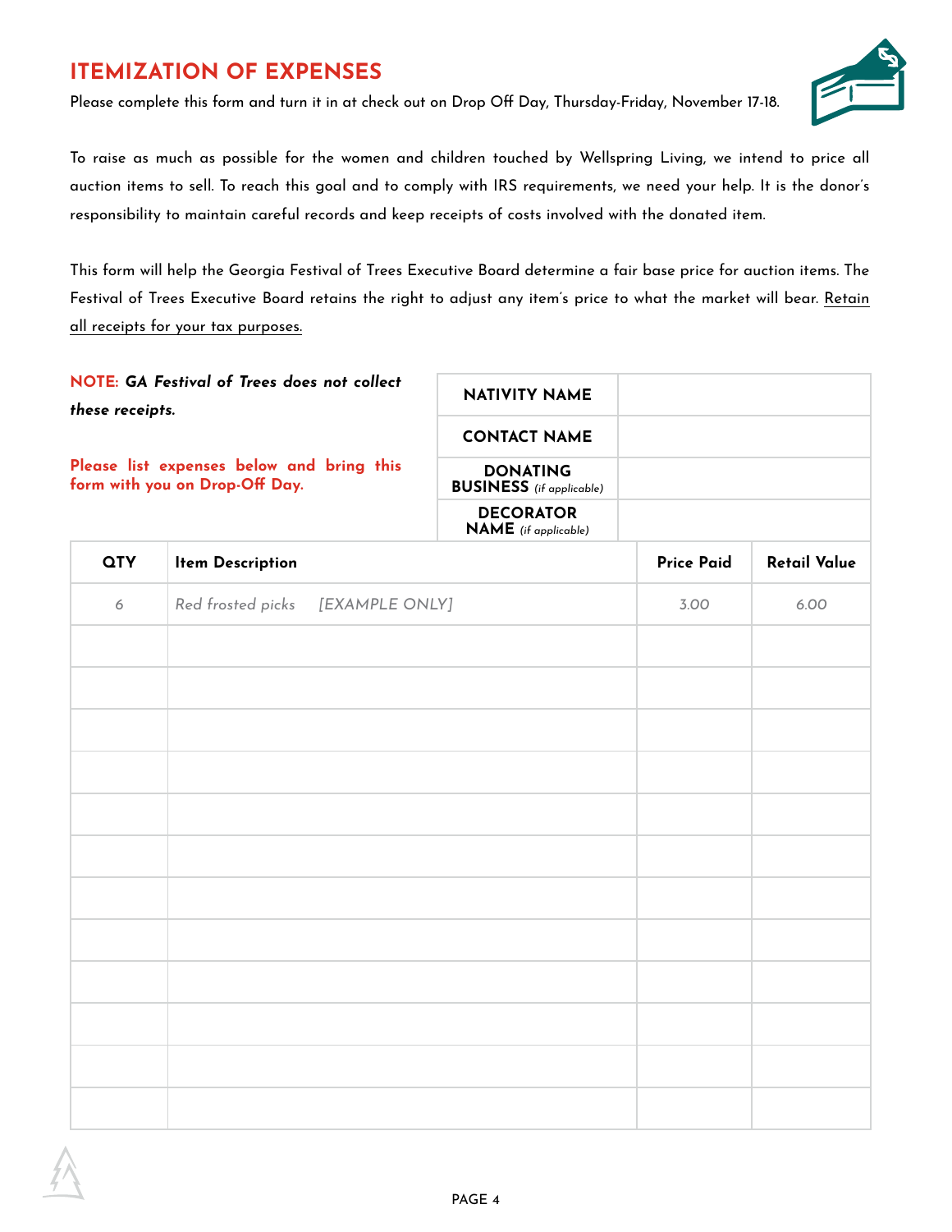# ITEMIZATION OF EXPENSES

Please complete this form and turn it in at check out on Drop Off Day, Thursday-Friday, November 17-18.

To raise as much as possible for the women and children touched by Wellspring Living, we intend to price all auction items to sell. To reach this goal and to comply with IRS requirements, we need your help. It is the donor's responsibility to maintain careful records and keep receipts of costs involved with the donated item.

This form will help the Georgia Festival of Trees Executive Board determine a fair base price for auction items. The Festival of Trees Executive Board retains the right to adjust any item's price to what the market will bear. Retain all receipts for your tax purposes.

**NOTE:** ***GA Festival of Trees does not collect these receipts.***

**Please list expenses below and bring this form with you on Drop-Off Day.**

| | |
|---|---|
| **NATIVITY NAME** | |
| **CONTACT NAME** | |
| **DONATING BUSINESS** *(if applicable)* | |
| **DECORATOR NAME** *(if applicable)* | |

| QTY | Item Description | Price Paid | Retail Value |
|---|---|---|---|
| *6* | *Red frosted picks [EXAMPLE ONLY]* | *3.00* | *6.00* |
| | | | |
| | | | |
| | | | |
| | | | |
| | | | |
| | | | |
| | | | |
| | | | |
| | | | |
| | | | |
| | | | |
| | | | |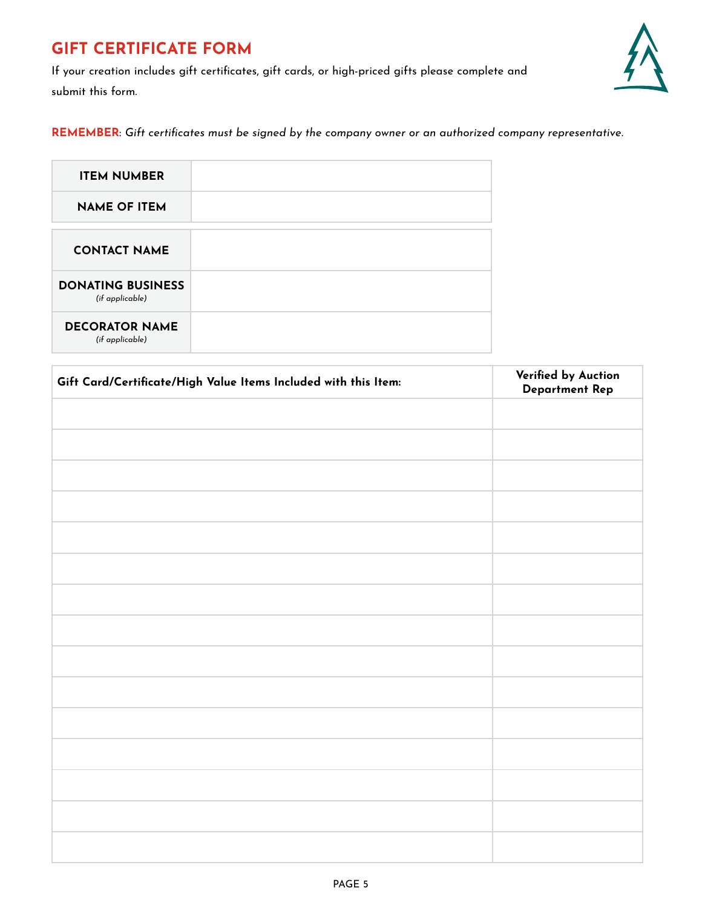# GIFT CERTIFICATE FORM

If your creation includes gift certificates, gift cards, or high-priced gifts please complete and submit this form.

**REMEMBER**: *Gift certificates must be signed by the company owner or an authorized company representative.*

| | |
|---|---|
| **ITEM NUMBER** | |
| **NAME OF ITEM** | |

| | |
|---|---|
| **CONTACT NAME** | |
| **DONATING BUSINESS** *(if applicable)* | |
| **DECORATOR NAME** *(if applicable)* | |

| Gift Card/Certificate/High Value Items Included with this Item: | Verified by Auction Department Rep |
|---|---|
| | |
| | |
| | |
| | |
| | |
| | |
| | |
| | |
| | |
| | |
| | |
| | |
| | |
| | |
| | |